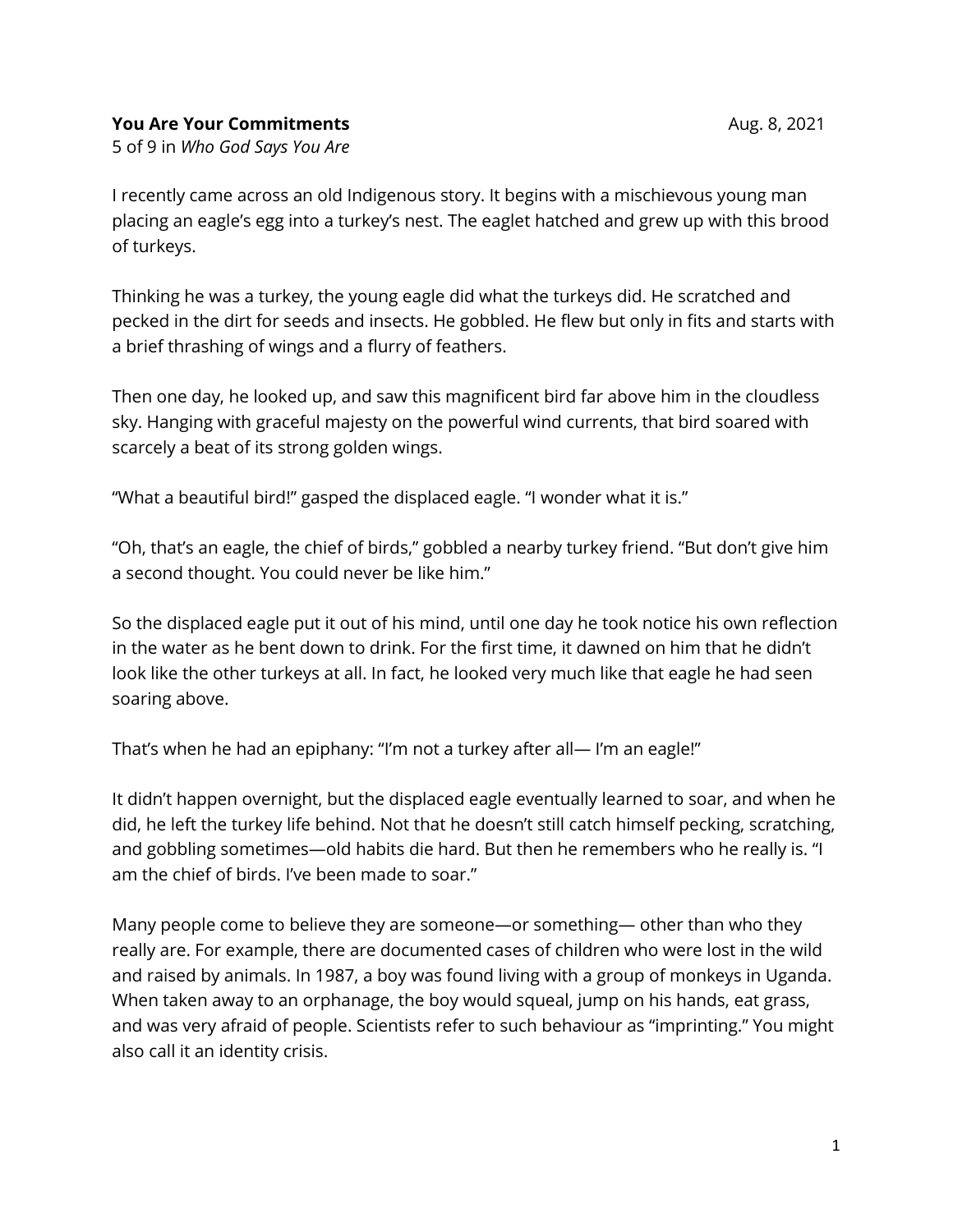**You Are Your Commitments** Aug. 8, 2021

5 of 9 in *Who God Says You Are*

I recently came across an old Indigenous story. It begins with a mischievous young man placing an eagle's egg into a turkey's nest. The eaglet hatched and grew up with this brood of turkeys.

Thinking he was a turkey, the young eagle did what the turkeys did. He scratched and pecked in the dirt for seeds and insects. He gobbled. He flew but only in fits and starts with a brief thrashing of wings and a flurry of feathers.

Then one day, he looked up, and saw this magnificent bird far above him in the cloudless sky. Hanging with graceful majesty on the powerful wind currents, that bird soared with scarcely a beat of its strong golden wings.

"What a beautiful bird!" gasped the displaced eagle. "I wonder what it is."

"Oh, that's an eagle, the chief of birds," gobbled a nearby turkey friend. "But don't give him a second thought. You could never be like him."

So the displaced eagle put it out of his mind, until one day he took notice his own reflection in the water as he bent down to drink. For the first time, it dawned on him that he didn't look like the other turkeys at all. In fact, he looked very much like that eagle he had seen soaring above.

That's when he had an epiphany: "I'm not a turkey after all— I'm an eagle!"

It didn't happen overnight, but the displaced eagle eventually learned to soar, and when he did, he left the turkey life behind. Not that he doesn't still catch himself pecking, scratching, and gobbling sometimes—old habits die hard. But then he remembers who he really is. "I am the chief of birds. I've been made to soar."

Many people come to believe they are someone—or something— other than who they really are. For example, there are documented cases of children who were lost in the wild and raised by animals. In 1987, a boy was found living with a group of monkeys in Uganda. When taken away to an orphanage, the boy would squeal, jump on his hands, eat grass, and was very afraid of people. Scientists refer to such behaviour as "imprinting." You might also call it an identity crisis.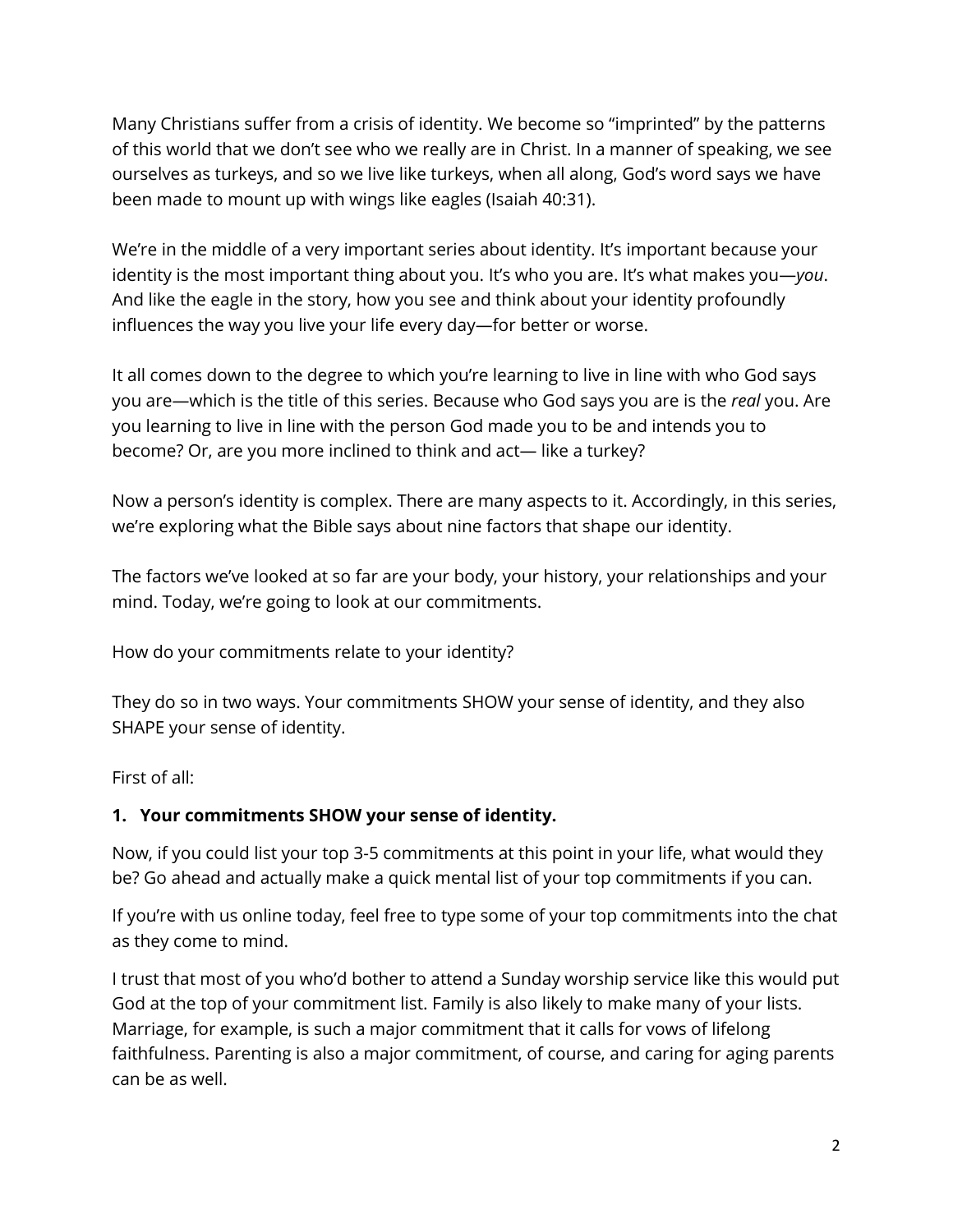Many Christians suffer from a crisis of identity. We become so “imprinted” by the patterns of this world that we don’t see who we really are in Christ. In a manner of speaking, we see ourselves as turkeys, and so we live like turkeys, when all along, God’s word says we have been made to mount up with wings like eagles (Isaiah 40:31).

We’re in the middle of a very important series about identity. It’s important because your identity is the most important thing about you. It’s who you are. It’s what makes you—*you*. And like the eagle in the story, how you see and think about your identity profoundly influences the way you live your life every day—for better or worse.

It all comes down to the degree to which you’re learning to live in line with who God says you are—which is the title of this series. Because who God says you are is the *real* you. Are you learning to live in line with the person God made you to be and intends you to become? Or, are you more inclined to think and act— like a turkey?

Now a person’s identity is complex. There are many aspects to it. Accordingly, in this series, we’re exploring what the Bible says about nine factors that shape our identity.

The factors we’ve looked at so far are your body, your history, your relationships and your mind. Today, we’re going to look at our commitments.

How do your commitments relate to your identity?

They do so in two ways. Your commitments SHOW your sense of identity, and they also SHAPE your sense of identity.

First of all:

**1. Your commitments SHOW your sense of identity.**

Now, if you could list your top 3-5 commitments at this point in your life, what would they be? Go ahead and actually make a quick mental list of your top commitments if you can.

If you’re with us online today, feel free to type some of your top commitments into the chat as they come to mind.

I trust that most of you who’d bother to attend a Sunday worship service like this would put God at the top of your commitment list. Family is also likely to make many of your lists. Marriage, for example, is such a major commitment that it calls for vows of lifelong faithfulness. Parenting is also a major commitment, of course, and caring for aging parents can be as well.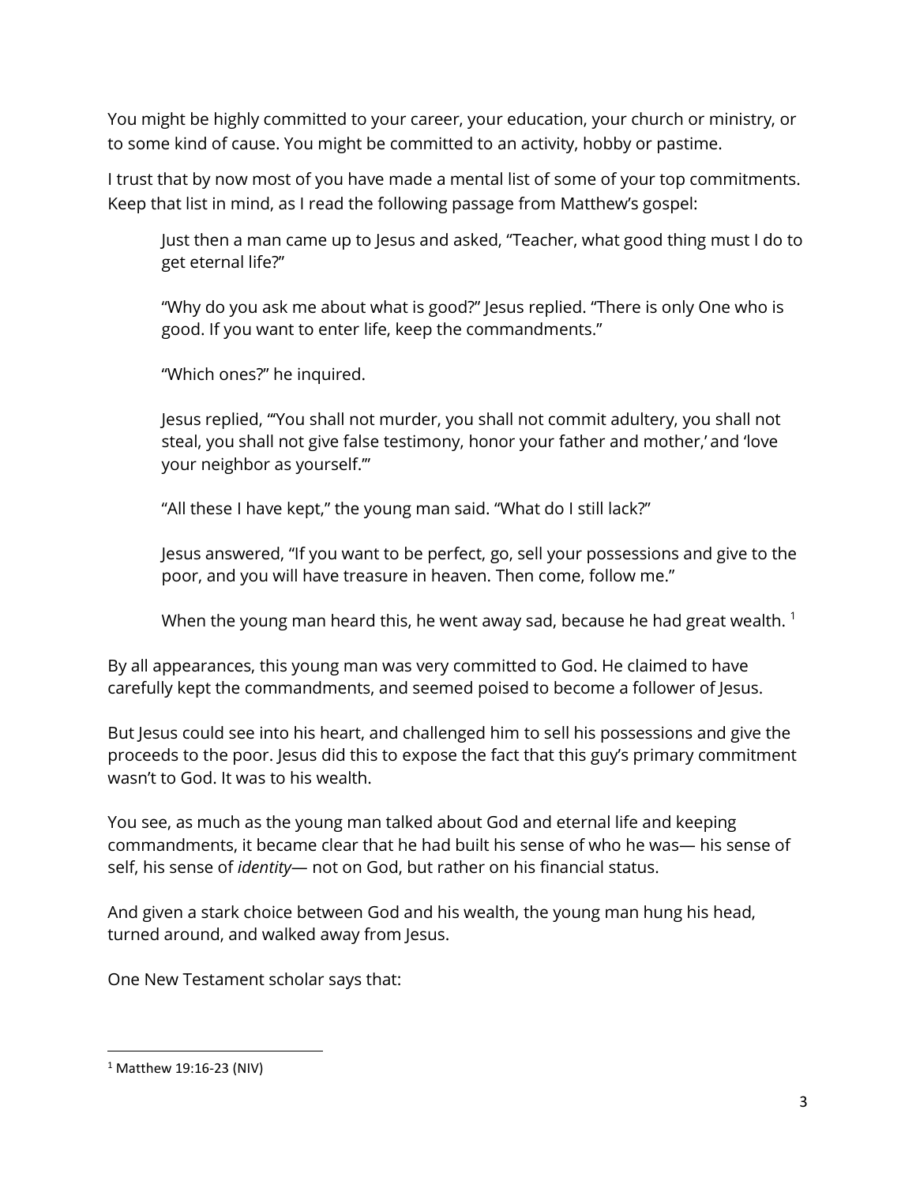You might be highly committed to your career, your education, your church or ministry, or to some kind of cause. You might be committed to an activity, hobby or pastime.

I trust that by now most of you have made a mental list of some of your top commitments. Keep that list in mind, as I read the following passage from Matthew's gospel:

> Just then a man came up to Jesus and asked, "Teacher, what good thing must I do to get eternal life?"
>
> "Why do you ask me about what is good?" Jesus replied. "There is only One who is good. If you want to enter life, keep the commandments."
>
> "Which ones?" he inquired.
>
> Jesus replied, "'You shall not murder, you shall not commit adultery, you shall not steal, you shall not give false testimony, honor your father and mother,' and 'love your neighbor as yourself.'"
>
> "All these I have kept," the young man said. "What do I still lack?"
>
> Jesus answered, "If you want to be perfect, go, sell your possessions and give to the poor, and you will have treasure in heaven. Then come, follow me."
>
> When the young man heard this, he went away sad, because he had great wealth. [1]

By all appearances, this young man was very committed to God. He claimed to have carefully kept the commandments, and seemed poised to become a follower of Jesus.

But Jesus could see into his heart, and challenged him to sell his possessions and give the proceeds to the poor. Jesus did this to expose the fact that this guy's primary commitment wasn't to God. It was to his wealth.

You see, as much as the young man talked about God and eternal life and keeping commandments, it became clear that he had built his sense of who he was— his sense of self, his sense of *identity*— not on God, but rather on his financial status.

And given a stark choice between God and his wealth, the young man hung his head, turned around, and walked away from Jesus.

One New Testament scholar says that:

---

[1] Matthew 19:16-23 (NIV)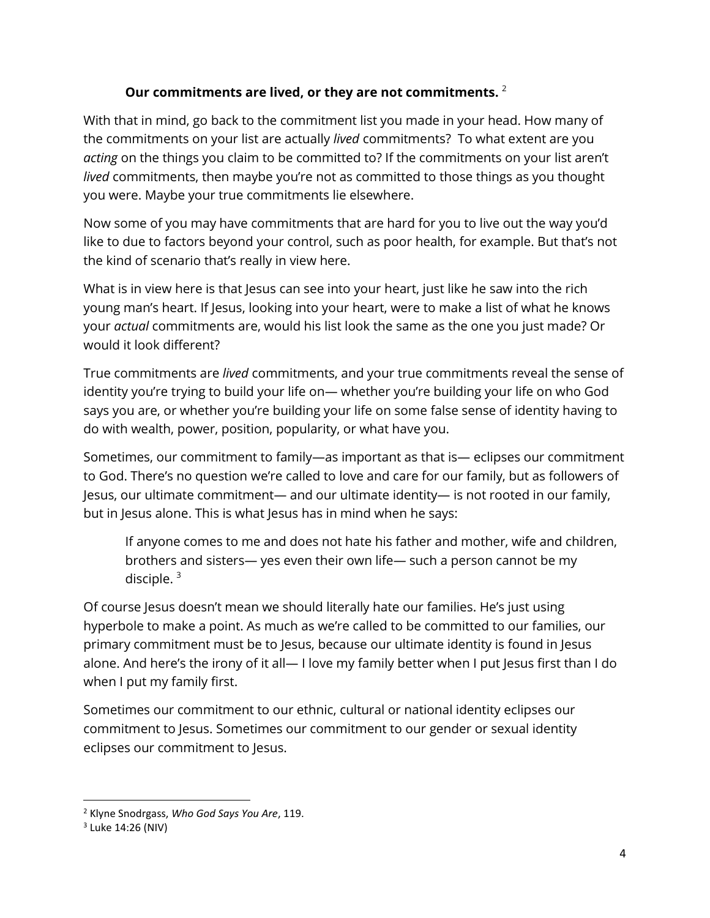**Our commitments are lived, or they are not commitments.** [2]

With that in mind, go back to the commitment list you made in your head. How many of the commitments on your list are actually *lived* commitments? To what extent are you *acting* on the things you claim to be committed to? If the commitments on your list aren't *lived* commitments, then maybe you're not as committed to those things as you thought you were. Maybe your true commitments lie elsewhere.

Now some of you may have commitments that are hard for you to live out the way you'd like to due to factors beyond your control, such as poor health, for example. But that's not the kind of scenario that's really in view here.

What is in view here is that Jesus can see into your heart, just like he saw into the rich young man's heart. If Jesus, looking into your heart, were to make a list of what he knows your *actual* commitments are, would his list look the same as the one you just made? Or would it look different?

True commitments are *lived* commitments, and your true commitments reveal the sense of identity you're trying to build your life on— whether you're building your life on who God says you are, or whether you're building your life on some false sense of identity having to do with wealth, power, position, popularity, or what have you.

Sometimes, our commitment to family—as important as that is— eclipses our commitment to God. There's no question we're called to love and care for our family, but as followers of Jesus, our ultimate commitment— and our ultimate identity— is not rooted in our family, but in Jesus alone. This is what Jesus has in mind when he says:

> If anyone comes to me and does not hate his father and mother, wife and children, brothers and sisters— yes even their own life— such a person cannot be my disciple. [3]

Of course Jesus doesn't mean we should literally hate our families. He's just using hyperbole to make a point. As much as we're called to be committed to our families, our primary commitment must be to Jesus, because our ultimate identity is found in Jesus alone. And here's the irony of it all— I love my family better when I put Jesus first than I do when I put my family first.

Sometimes our commitment to our ethnic, cultural or national identity eclipses our commitment to Jesus. Sometimes our commitment to our gender or sexual identity eclipses our commitment to Jesus.

---

[2] Klyne Snodrgass, *Who God Says You Are*, 119.

[3] Luke 14:26 (NIV)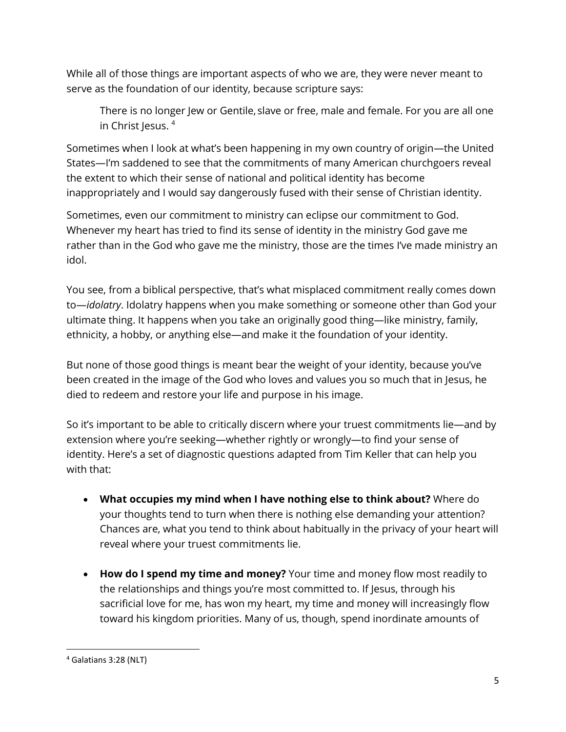While all of those things are important aspects of who we are, they were never meant to serve as the foundation of our identity, because scripture says:

> There is no longer Jew or Gentile, slave or free, male and female. For you are all one in Christ Jesus. [4]

Sometimes when I look at what's been happening in my own country of origin—the United States—I'm saddened to see that the commitments of many American churchgoers reveal the extent to which their sense of national and political identity has become inappropriately and I would say dangerously fused with their sense of Christian identity.

Sometimes, even our commitment to ministry can eclipse our commitment to God. Whenever my heart has tried to find its sense of identity in the ministry God gave me rather than in the God who gave me the ministry, those are the times I've made ministry an idol.

You see, from a biblical perspective, that's what misplaced commitment really comes down to—*idolatry*. Idolatry happens when you make something or someone other than God your ultimate thing. It happens when you take an originally good thing—like ministry, family, ethnicity, a hobby, or anything else—and make it the foundation of your identity.

But none of those good things is meant bear the weight of your identity, because you've been created in the image of the God who loves and values you so much that in Jesus, he died to redeem and restore your life and purpose in his image.

So it's important to be able to critically discern where your truest commitments lie—and by extension where you're seeking—whether rightly or wrongly—to find your sense of identity. Here's a set of diagnostic questions adapted from Tim Keller that can help you with that:

- **What occupies my mind when I have nothing else to think about?** Where do your thoughts tend to turn when there is nothing else demanding your attention? Chances are, what you tend to think about habitually in the privacy of your heart will reveal where your truest commitments lie.

- **How do I spend my time and money?** Your time and money flow most readily to the relationships and things you're most committed to. If Jesus, through his sacrificial love for me, has won my heart, my time and money will increasingly flow toward his kingdom priorities. Many of us, though, spend inordinate amounts of

---

[4] Galatians 3:28 (NLT)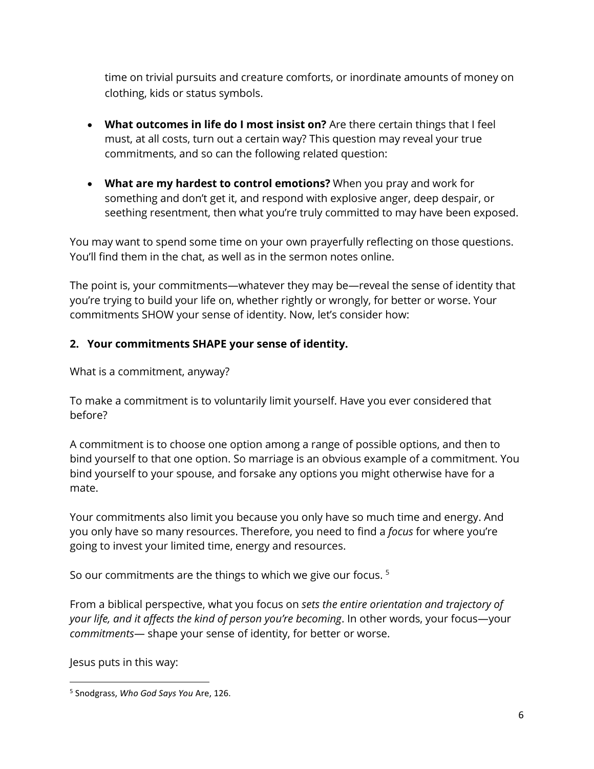time on trivial pursuits and creature comforts, or inordinate amounts of money on clothing, kids or status symbols.

- **What outcomes in life do I most insist on?** Are there certain things that I feel must, at all costs, turn out a certain way? This question may reveal your true commitments, and so can the following related question:

- **What are my hardest to control emotions?** When you pray and work for something and don't get it, and respond with explosive anger, deep despair, or seething resentment, then what you're truly committed to may have been exposed.

You may want to spend some time on your own prayerfully reflecting on those questions. You'll find them in the chat, as well as in the sermon notes online.

The point is, your commitments—whatever they may be—reveal the sense of identity that you're trying to build your life on, whether rightly or wrongly, for better or worse. Your commitments SHOW your sense of identity. Now, let's consider how:

**2. Your commitments SHAPE your sense of identity.**

What is a commitment, anyway?

To make a commitment is to voluntarily limit yourself. Have you ever considered that before?

A commitment is to choose one option among a range of possible options, and then to bind yourself to that one option. So marriage is an obvious example of a commitment. You bind yourself to your spouse, and forsake any options you might otherwise have for a mate.

Your commitments also limit you because you only have so much time and energy. And you only have so many resources. Therefore, you need to find a *focus* for where you're going to invest your limited time, energy and resources.

So our commitments are the things to which we give our focus. [5]

From a biblical perspective, what you focus on *sets the entire orientation and trajectory of your life, and it affects the kind of person you're becoming*. In other words, your focus—your *commitments*— shape your sense of identity, for better or worse.

Jesus puts in this way:

---

[5] Snodgrass, *Who God Says You* Are, 126.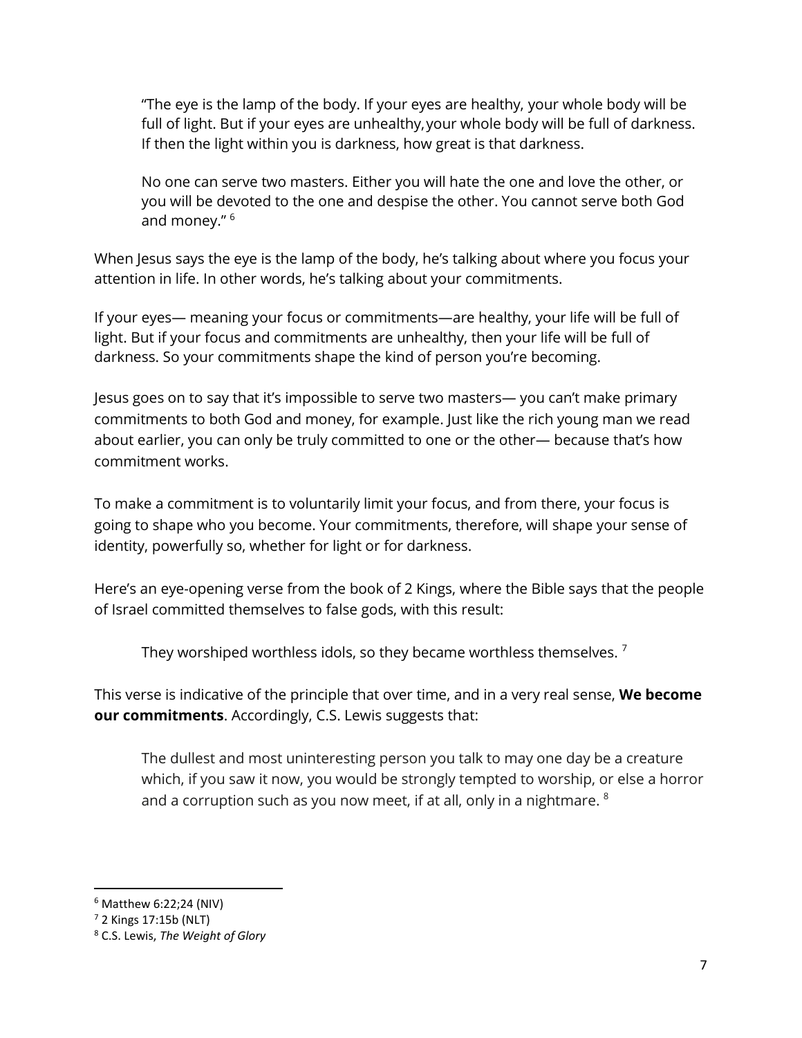> “The eye is the lamp of the body. If your eyes are healthy, your whole body will be full of light. But if your eyes are unhealthy, your whole body will be full of darkness. If then the light within you is darkness, how great is that darkness.
>
> No one can serve two masters. Either you will hate the one and love the other, or you will be devoted to the one and despise the other. You cannot serve both God and money.” [6]

When Jesus says the eye is the lamp of the body, he’s talking about where you focus your attention in life. In other words, he’s talking about your commitments.

If your eyes— meaning your focus or commitments—are healthy, your life will be full of light. But if your focus and commitments are unhealthy, then your life will be full of darkness. So your commitments shape the kind of person you’re becoming.

Jesus goes on to say that it’s impossible to serve two masters— you can’t make primary commitments to both God and money, for example. Just like the rich young man we read about earlier, you can only be truly committed to one or the other— because that’s how commitment works.

To make a commitment is to voluntarily limit your focus, and from there, your focus is going to shape who you become. Your commitments, therefore, will shape your sense of identity, powerfully so, whether for light or for darkness.

Here’s an eye-opening verse from the book of 2 Kings, where the Bible says that the people of Israel committed themselves to false gods, with this result:

> They worshiped worthless idols, so they became worthless themselves. [7]

This verse is indicative of the principle that over time, and in a very real sense, **We become our commitments**. Accordingly, C.S. Lewis suggests that:

> The dullest and most uninteresting person you talk to may one day be a creature which, if you saw it now, you would be strongly tempted to worship, or else a horror and a corruption such as you now meet, if at all, only in a nightmare. [8]

---

[6] Matthew 6:22;24 (NIV)

[7] 2 Kings 17:15b (NLT)

[8] C.S. Lewis, *The Weight of Glory*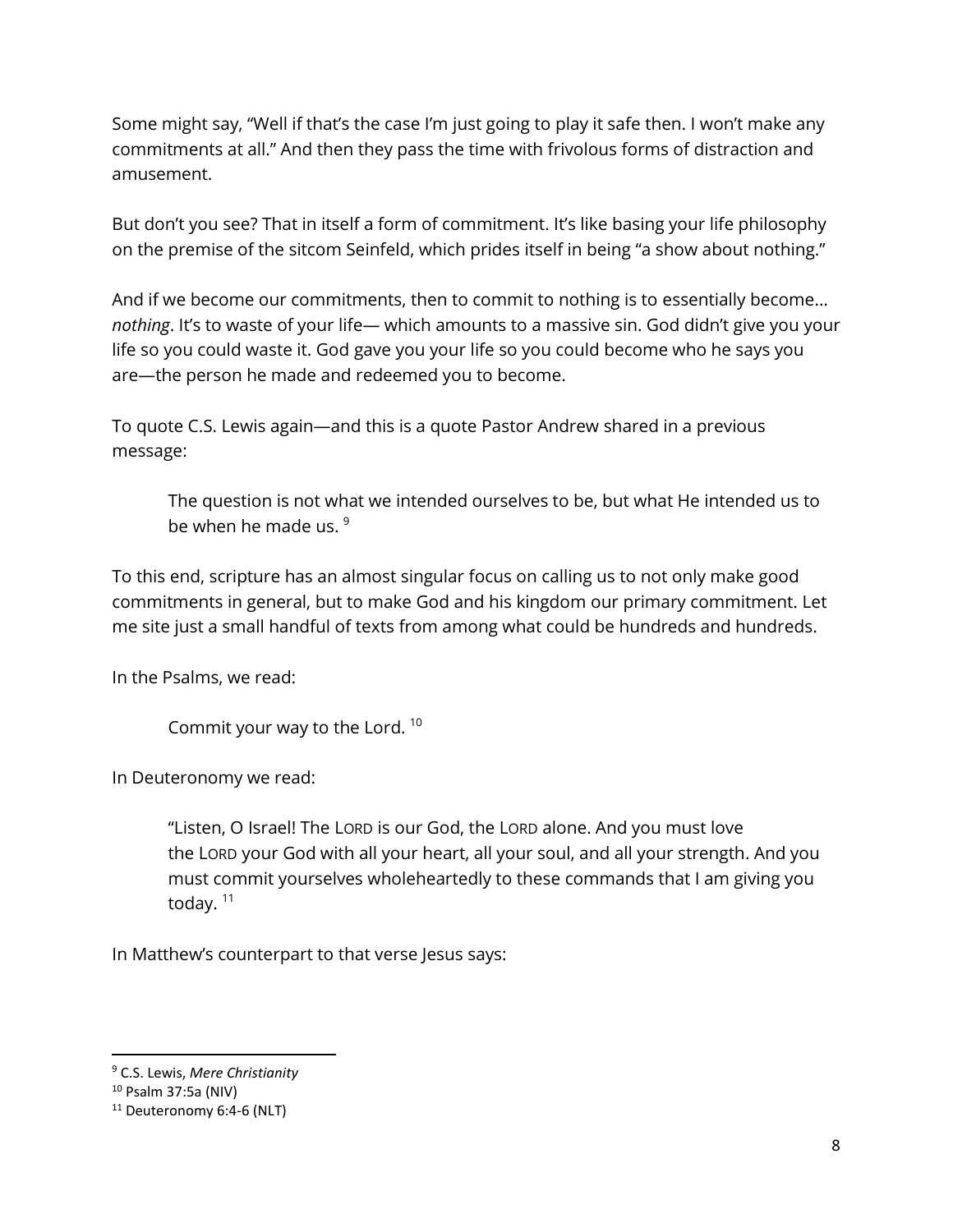Some might say, "Well if that's the case I'm just going to play it safe then. I won't make any commitments at all." And then they pass the time with frivolous forms of distraction and amusement.

But don't you see? That in itself a form of commitment. It's like basing your life philosophy on the premise of the sitcom Seinfeld, which prides itself in being "a show about nothing."

And if we become our commitments, then to commit to nothing is to essentially become… *nothing*. It's to waste of your life— which amounts to a massive sin. God didn't give you your life so you could waste it. God gave you your life so you could become who he says you are—the person he made and redeemed you to become.

To quote C.S. Lewis again—and this is a quote Pastor Andrew shared in a previous message:

> The question is not what we intended ourselves to be, but what He intended us to be when he made us. [9]

To this end, scripture has an almost singular focus on calling us to not only make good commitments in general, but to make God and his kingdom our primary commitment. Let me site just a small handful of texts from among what could be hundreds and hundreds.

In the Psalms, we read:

> Commit your way to the Lord. [10]

In Deuteronomy we read:

> "Listen, O Israel! The LORD is our God, the LORD alone. And you must love the LORD your God with all your heart, all your soul, and all your strength. And you must commit yourselves wholeheartedly to these commands that I am giving you today. [11]

In Matthew's counterpart to that verse Jesus says:

---

[9] C.S. Lewis, *Mere Christianity*

[10] Psalm 37:5a (NIV)

[11] Deuteronomy 6:4-6 (NLT)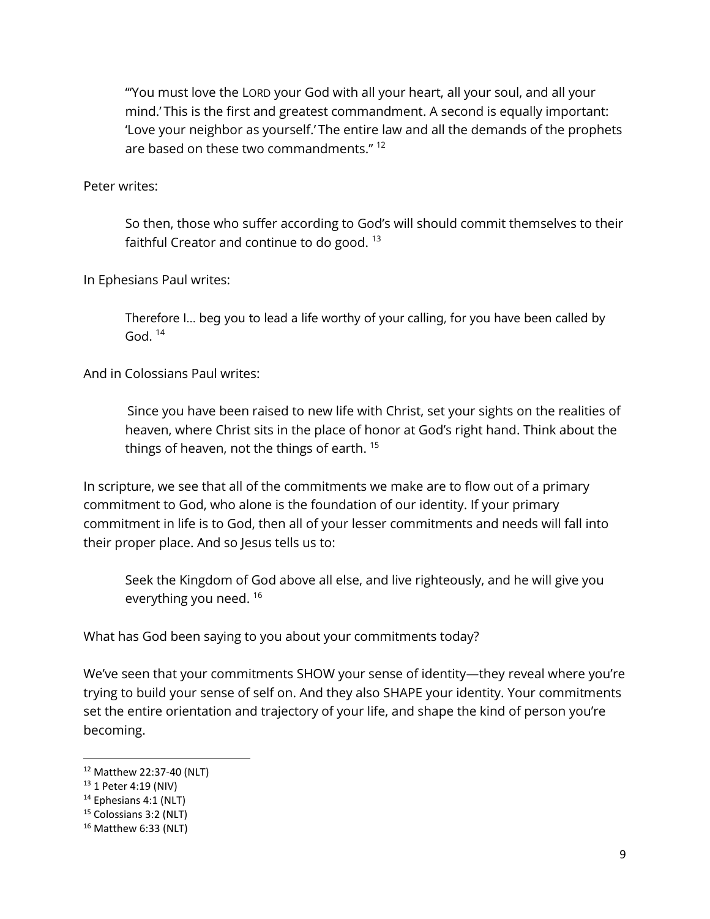> "'You must love the LORD your God with all your heart, all your soul, and all your mind.' This is the first and greatest commandment. A second is equally important: 'Love your neighbor as yourself.' The entire law and all the demands of the prophets are based on these two commandments." [12]

Peter writes:

> So then, those who suffer according to God's will should commit themselves to their faithful Creator and continue to do good. [13]

In Ephesians Paul writes:

> Therefore I… beg you to lead a life worthy of your calling, for you have been called by God. [14]

And in Colossians Paul writes:

> Since you have been raised to new life with Christ, set your sights on the realities of heaven, where Christ sits in the place of honor at God's right hand. Think about the things of heaven, not the things of earth. [15]

In scripture, we see that all of the commitments we make are to flow out of a primary commitment to God, who alone is the foundation of our identity. If your primary commitment in life is to God, then all of your lesser commitments and needs will fall into their proper place. And so Jesus tells us to:

> Seek the Kingdom of God above all else, and live righteously, and he will give you everything you need. [16]

What has God been saying to you about your commitments today?

We've seen that your commitments SHOW your sense of identity—they reveal where you're trying to build your sense of self on. And they also SHAPE your identity. Your commitments set the entire orientation and trajectory of your life, and shape the kind of person you're becoming.

---

[12] Matthew 22:37-40 (NLT)
[13] 1 Peter 4:19 (NIV)
[14] Ephesians 4:1 (NLT)
[15] Colossians 3:2 (NLT)
[16] Matthew 6:33 (NLT)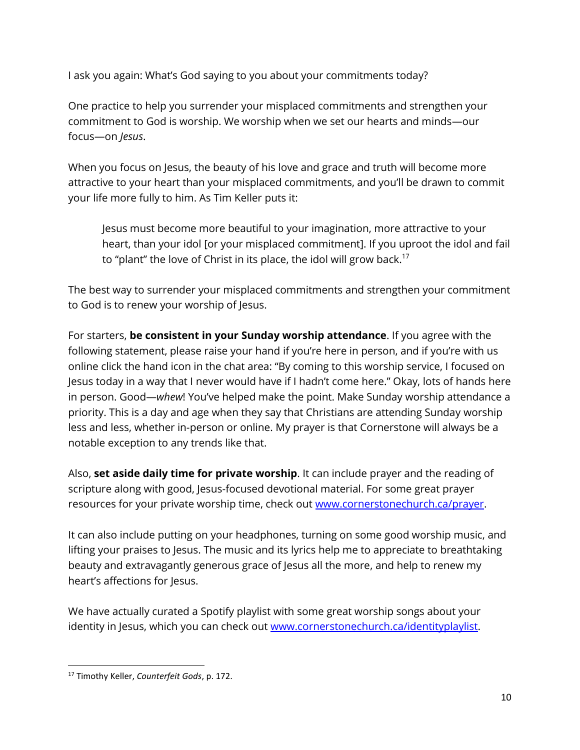I ask you again: What's God saying to you about your commitments today?

One practice to help you surrender your misplaced commitments and strengthen your commitment to God is worship. We worship when we set our hearts and minds—our focus—on *Jesus*.

When you focus on Jesus, the beauty of his love and grace and truth will become more attractive to your heart than your misplaced commitments, and you'll be drawn to commit your life more fully to him. As Tim Keller puts it:

> Jesus must become more beautiful to your imagination, more attractive to your heart, than your idol [or your misplaced commitment]. If you uproot the idol and fail to "plant" the love of Christ in its place, the idol will grow back.[17]

The best way to surrender your misplaced commitments and strengthen your commitment to God is to renew your worship of Jesus.

For starters, **be consistent in your Sunday worship attendance**. If you agree with the following statement, please raise your hand if you're here in person, and if you're with us online click the hand icon in the chat area: "By coming to this worship service, I focused on Jesus today in a way that I never would have if I hadn't come here." Okay, lots of hands here in person. Good—*whew*! You've helped make the point. Make Sunday worship attendance a priority. This is a day and age when they say that Christians are attending Sunday worship less and less, whether in-person or online. My prayer is that Cornerstone will always be a notable exception to any trends like that.

Also, **set aside daily time for private worship**. It can include prayer and the reading of scripture along with good, Jesus-focused devotional material. For some great prayer resources for your private worship time, check out [www.cornerstonechurch.ca/prayer](http://www.cornerstonechurch.ca/prayer).

It can also include putting on your headphones, turning on some good worship music, and lifting your praises to Jesus. The music and its lyrics help me to appreciate to breathtaking beauty and extravagantly generous grace of Jesus all the more, and help to renew my heart's affections for Jesus.

We have actually curated a Spotify playlist with some great worship songs about your identity in Jesus, which you can check out [www.cornerstonechurch.ca/identityplaylist](http://www.cornerstonechurch.ca/identityplaylist).

---

[17] Timothy Keller, *Counterfeit Gods*, p. 172.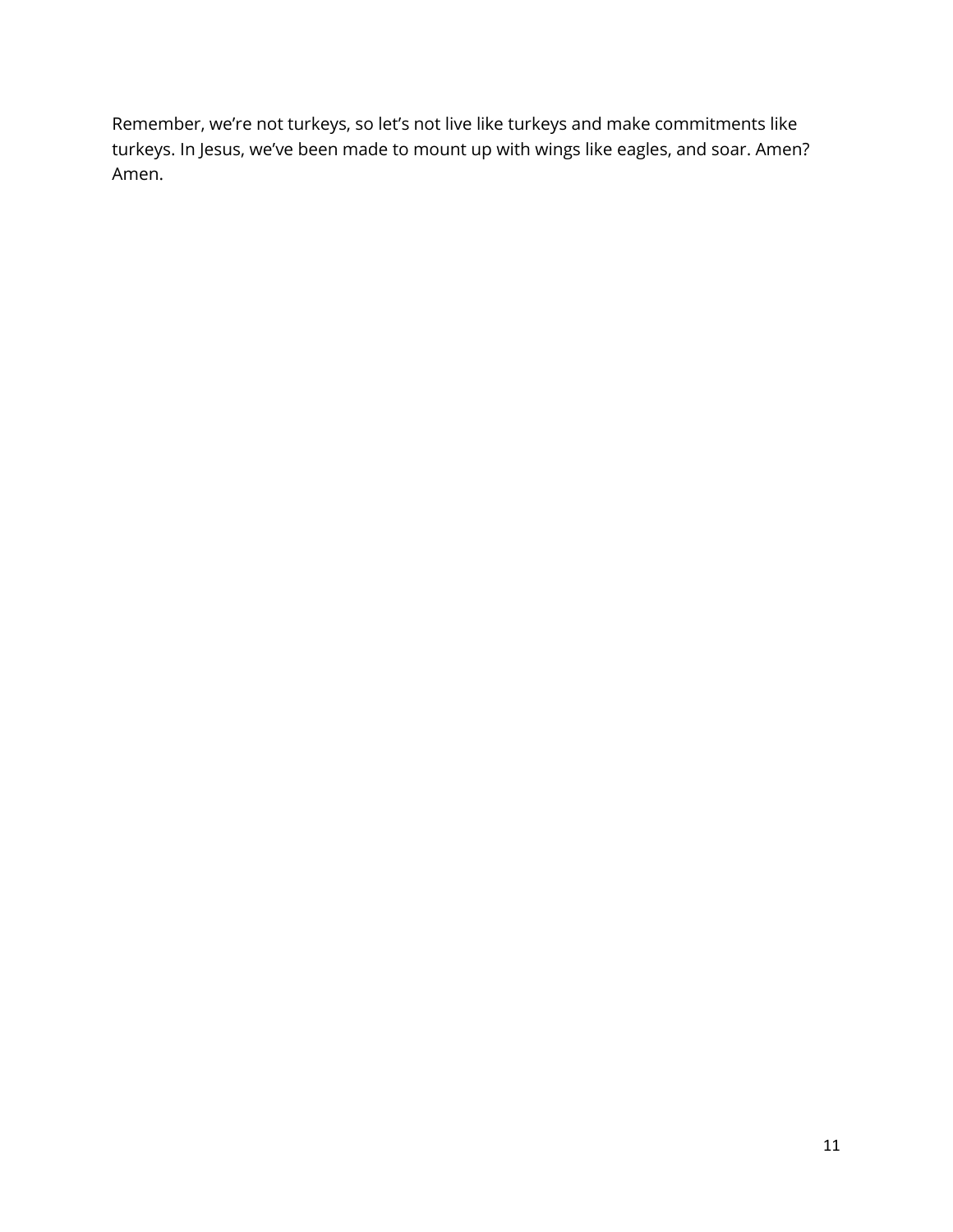Remember, we're not turkeys, so let's not live like turkeys and make commitments like turkeys. In Jesus, we've been made to mount up with wings like eagles, and soar. Amen? Amen.